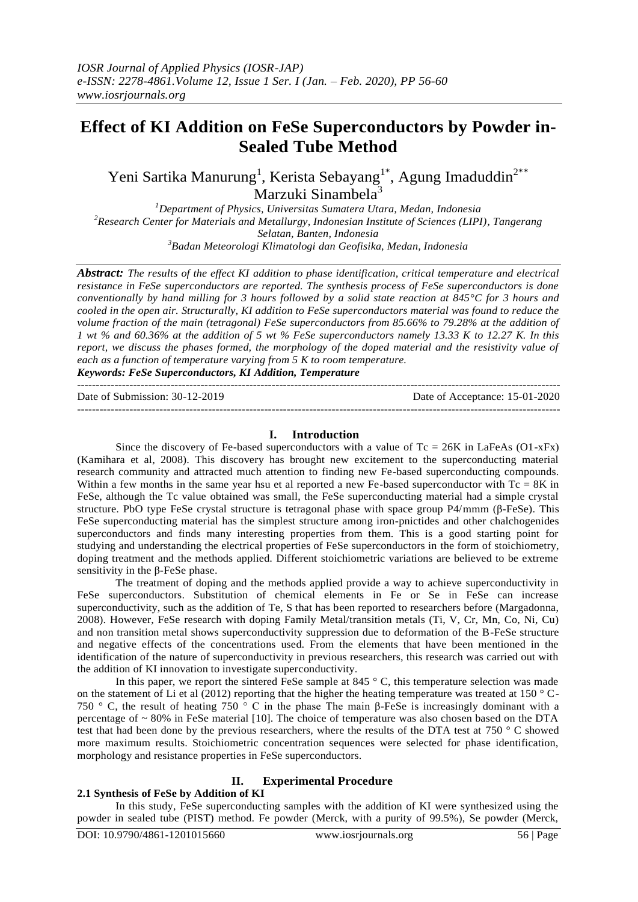# Effect of KI Addition on FeSe Superconductors by Powder in-Sealed Tube Method

Yeni Sartika Manurung[1], Kerista Sebayang[1*], Agung Imaduddin[2**] Marzuki Sinambela[3]

[1]*Department of Physics, Universitas Sumatera Utara, Medan, Indonesia*
[2]*Research Center for Materials and Metallurgy, Indonesian Institute of Sciences (LIPI), Tangerang Selatan, Banten, Indonesia*
[3]*Badan Meteorologi Klimatologi dan Geofisika, Medan, Indonesia*

***Abstract:*** *The results of the effect KI addition to phase identification, critical temperature and electrical resistance in FeSe superconductors are reported. The synthesis process of FeSe superconductors is done conventionally by hand milling for 3 hours followed by a solid state reaction at 845°C for 3 hours and cooled in the open air. Structurally, KI addition to FeSe superconductors material was found to reduce the volume fraction of the main (tetragonal) FeSe superconductors from 85.66% to 79.28% at the addition of 1 wt % and 60.36% at the addition of 5 wt % FeSe superconductors namely 13.33 K to 12.27 K. In this report, we discuss the phases formed, the morphology of the doped material and the resistivity value of each as a function of temperature varying from 5 K to room temperature.*

***Keywords: FeSe Superconductors, KI Addition, Temperature***

Date of Submission: 30-12-2019 | Date of Acceptance: 15-01-2020

## I. Introduction

Since the discovery of Fe-based superconductors with a value of Tc = 26K in LaFeAs (O1-xFx) (Kamihara et al, 2008). This discovery has brought new excitement to the superconducting material research community and attracted much attention to finding new Fe-based superconducting compounds. Within a few months in the same year hsu et al reported a new Fe-based superconductor with Tc = 8K in FeSe, although the Tc value obtained was small, the FeSe superconducting material had a simple crystal structure. PbO type FeSe crystal structure is tetragonal phase with space group P4/mmm (β-FeSe). This FeSe superconducting material has the simplest structure among iron-pnictides and other chalcogenides superconductors and finds many interesting properties from them. This is a good starting point for studying and understanding the electrical properties of FeSe superconductors in the form of stoichiometry, doping treatment and the methods applied. Different stoichiometric variations are believed to be extreme sensitivity in the β-FeSe phase.

The treatment of doping and the methods applied provide a way to achieve superconductivity in FeSe superconductors. Substitution of chemical elements in Fe or Se in FeSe can increase superconductivity, such as the addition of Te, S that has been reported to researchers before (Margadonna, 2008). However, FeSe research with doping Family Metal/transition metals (Ti, V, Cr, Mn, Co, Ni, Cu) and non transition metal shows superconductivity suppression due to deformation of the B-FeSe structure and negative effects of the concentrations used. From the elements that have been mentioned in the identification of the nature of superconductivity in previous researchers, this research was carried out with the addition of KI innovation to investigate superconductivity.

In this paper, we report the sintered FeSe sample at 845 ° C, this temperature selection was made on the statement of Li et al (2012) reporting that the higher the heating temperature was treated at 150 ° C-750 ° C, the result of heating 750 ° C in the phase The main β-FeSe is increasingly dominant with a percentage of ~ 80% in FeSe material [10]. The choice of temperature was also chosen based on the DTA test that had been done by the previous researchers, where the results of the DTA test at 750 ° C showed more maximum results. Stoichiometric concentration sequences were selected for phase identification, morphology and resistance properties in FeSe superconductors.

## II. Experimental Procedure

### 2.1 Synthesis of FeSe by Addition of KI

In this study, FeSe superconducting samples with the addition of KI were synthesized using the powder in sealed tube (PIST) method. Fe powder (Merck, with a purity of 99.5%), Se powder (Merck,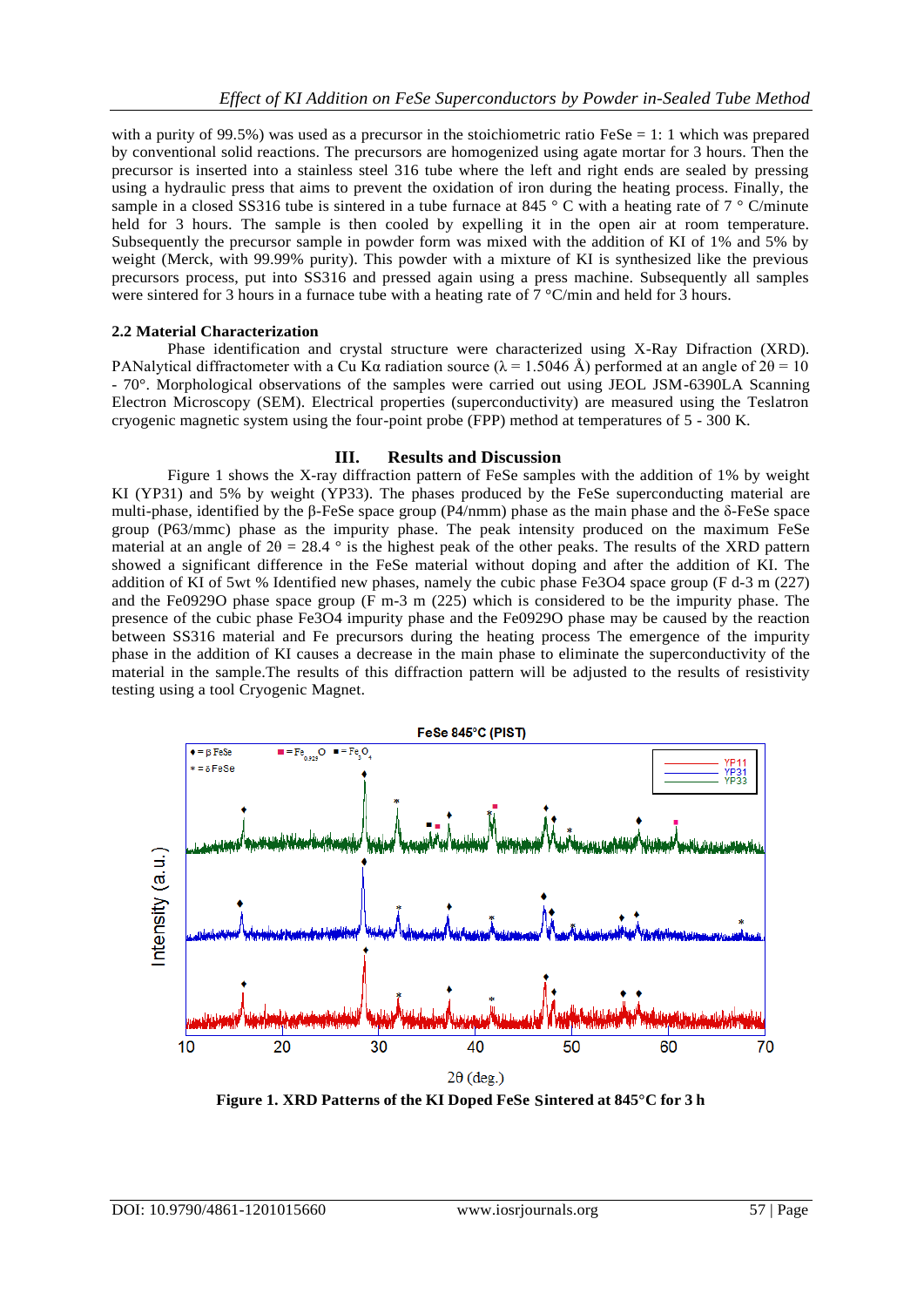with a purity of 99.5%) was used as a precursor in the stoichiometric ratio FeSe = 1: 1 which was prepared by conventional solid reactions. The precursors are homogenized using agate mortar for 3 hours. Then the precursor is inserted into a stainless steel 316 tube where the left and right ends are sealed by pressing using a hydraulic press that aims to prevent the oxidation of iron during the heating process. Finally, the sample in a closed SS316 tube is sintered in a tube furnace at 845 ° C with a heating rate of 7 ° C/minute held for 3 hours. The sample is then cooled by expelling it in the open air at room temperature. Subsequently the precursor sample in powder form was mixed with the addition of KI of 1% and 5% by weight (Merck, with 99.99% purity). This powder with a mixture of KI is synthesized like the previous precursors process, put into SS316 and pressed again using a press machine. Subsequently all samples were sintered for 3 hours in a furnace tube with a heating rate of 7 °C/min and held for 3 hours.

### 2.2 Material Characterization

Phase identification and crystal structure were characterized using X-Ray Diffraction (XRD). PANalytical diffractometer with a Cu Kα radiation source (λ = 1.5046 Å) performed at an angle of 2θ = 10 - 70°. Morphological observations of the samples were carried out using JEOL JSM-6390LA Scanning Electron Microscopy (SEM). Electrical properties (superconductivity) are measured using the Teslatron cryogenic magnetic system using the four-point probe (FPP) method at temperatures of 5 - 300 K.

## III. Results and Discussion

Figure 1 shows the X-ray diffraction pattern of FeSe samples with the addition of 1% by weight KI (YP31) and 5% by weight (YP33). The phases produced by the FeSe superconducting material are multi-phase, identified by the β-FeSe space group (P4/nmm) phase as the main phase and the δ-FeSe space group (P63/mmc) phase as the impurity phase. The peak intensity produced on the maximum FeSe material at an angle of 2θ = 28.4 ° is the highest peak of the other peaks. The results of the XRD pattern showed a significant difference in the FeSe material without doping and after the addition of KI. The addition of KI of 5wt % Identified new phases, namely the cubic phase $Fe_3O_4$ space group (F d-3 m (227) and the $Fe_{0929}O$ phase space group (F m-3 m (225) which is considered to be the impurity phase. The presence of the cubic phase $Fe_3O_4$ impurity phase and the $Fe_{0929}O$ phase may be caused by the reaction between SS316 material and Fe precursors during the heating process The emergence of the impurity phase in the addition of KI causes a decrease in the main phase to eliminate the superconductivity of the material in the sample.The results of this diffraction pattern will be adjusted to the results of resistivity testing using a tool Cryogenic Magnet.

**Figure 1. XRD Patterns of the KI Doped FeSe Sintered at 845°C for 3 h**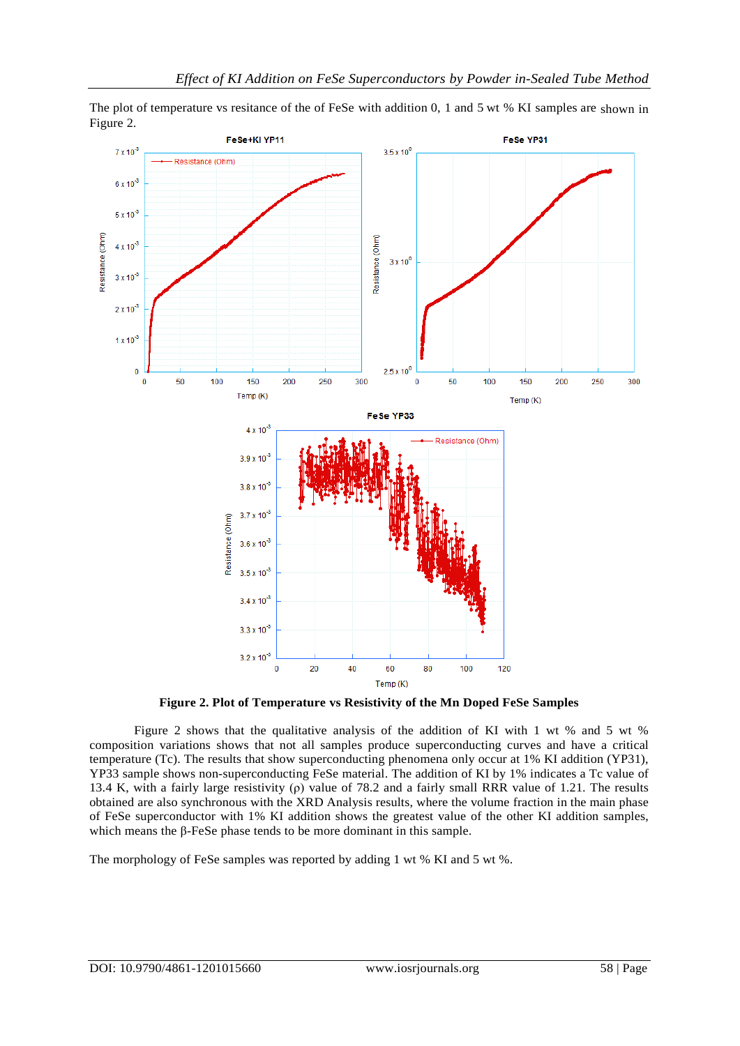The plot of temperature vs resitance of the of FeSe with addition 0, 1 and 5 wt % KI samples are shown in Figure 2.

**Figure 2. Plot of Temperature vs Resistivity of the Mn Doped FeSe Samples**

Figure 2 shows that the qualitative analysis of the addition of KI with 1 wt % and 5 wt % composition variations shows that not all samples produce superconducting curves and have a critical temperature (Tc). The results that show superconducting phenomena only occur at 1% KI addition (YP31), YP33 sample shows non-superconducting FeSe material. The addition of KI by 1% indicates a Tc value of 13.4 K, with a fairly large resistivity (ρ) value of 78.2 and a fairly small RRR value of 1.21. The results obtained are also synchronous with the XRD Analysis results, where the volume fraction in the main phase of FeSe superconductor with 1% KI addition shows the greatest value of the other KI addition samples, which means the β-FeSe phase tends to be more dominant in this sample.

The morphology of FeSe samples was reported by adding 1 wt % KI and 5 wt %.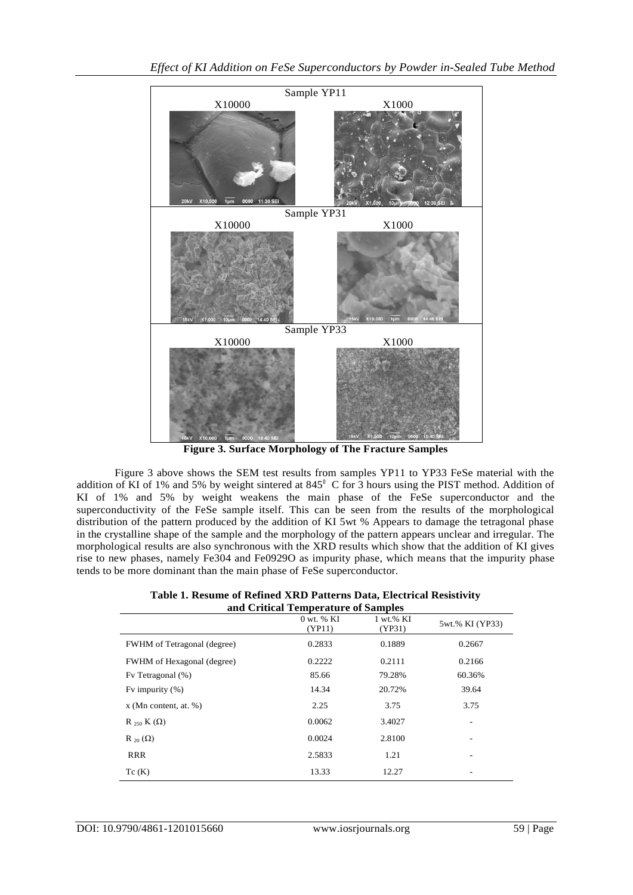**Figure 3. Surface Morphology of The Fracture Samples**

Figure 3 above shows the SEM test results from samples YP11 to YP33 FeSe material with the addition of KI of 1% and 5% by weight sintered at $845^0$ C for 3 hours using the PIST method. Addition of KI of 1% and 5% by weight weakens the main phase of the FeSe superconductor and the superconductivity of the FeSe sample itself. This can be seen from the results of the morphological distribution of the pattern produced by the addition of KI 5wt % Appears to damage the tetragonal phase in the crystalline shape of the sample and the morphology of the pattern appears unclear and irregular. The morphological results are also synchronous with the XRD results which show that the addition of KI gives rise to new phases, namely Fe304 and Fe0929O as impurity phase, which means that the impurity phase tends to be more dominant than the main phase of FeSe superconductor.

**Table 1. Resume of Refined XRD Patterns Data, Electrical Resistivity and Critical Temperature of Samples**

| | 0 wt. % KI (YP11) | 1 wt.% KI (YP31) | 5wt.% KI (YP33) |
|---|---|---|---|
| FWHM of Tetragonal (degree) | 0.2833 | 0.1889 | 0.2667 |
| FWHM of Hexagonal (degree) | 0.2222 | 0.2111 | 0.2166 |
| Fv Tetragonal (%) | 85.66 | 79.28% | 60.36% |
| Fv impurity (%) | 14.34 | 20.72% | 39.64 |
| x (Mn content, at. %) | 2.25 | 3.75 | 3.75 |
| $R_{250}$ K (Ω) | 0.0062 | 3.4027 | - |
| $R_{20}$ (Ω) | 0.0024 | 2.8100 | - |
| RRR | 2.5833 | 1.21 | - |
| Tc (K) | 13.33 | 12.27 | - |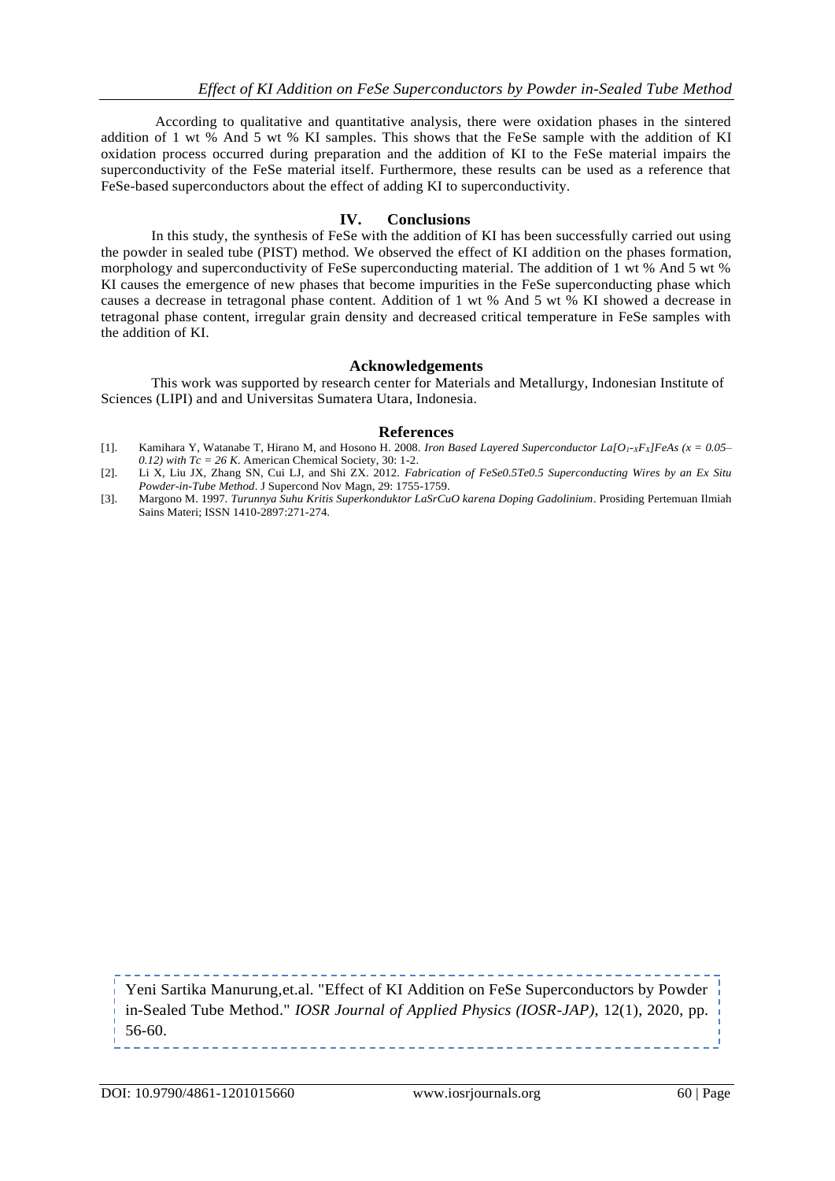According to qualitative and quantitative analysis, there were oxidation phases in the sintered addition of 1 wt % And 5 wt % KI samples. This shows that the FeSe sample with the addition of KI oxidation process occurred during preparation and the addition of KI to the FeSe material impairs the superconductivity of the FeSe material itself. Furthermore, these results can be used as a reference that FeSe-based superconductors about the effect of adding KI to superconductivity.

## IV. Conclusions

In this study, the synthesis of FeSe with the addition of KI has been successfully carried out using the powder in sealed tube (PIST) method. We observed the effect of KI addition on the phases formation, morphology and superconductivity of FeSe superconducting material. The addition of 1 wt % And 5 wt % KI causes the emergence of new phases that become impurities in the FeSe superconducting phase which causes a decrease in tetragonal phase content. Addition of 1 wt % And 5 wt % KI showed a decrease in tetragonal phase content, irregular grain density and decreased critical temperature in FeSe samples with the addition of KI.

## Acknowledgements

This work was supported by research center for Materials and Metallurgy, Indonesian Institute of Sciences (LIPI) and and Universitas Sumatera Utara, Indonesia.

## References

[1]. Kamihara Y, Watanabe T, Hirano M, and Hosono H. 2008. *Iron Based Layered Superconductor La[$O_{1-X}F_X$]FeAs (x = 0.05–0.12) with Tc = 26 K*. American Chemical Society, 30: 1-2.

[2]. Li X, Liu JX, Zhang SN, Cui LJ, and Shi ZX. 2012. *Fabrication of FeSe0.5Te0.5 Superconducting Wires by an Ex Situ Powder-in-Tube Method*. J Supercond Nov Magn, 29: 1755-1759.

[3]. Margono M. 1997. *Turunnya Suhu Kritis Superkonduktor LaSrCuO karena Doping Gadolinium*. Prosiding Pertemuan Ilmiah Sains Materi; ISSN 1410-2897:271-274.

Yeni Sartika Manurung,et.al. "Effect of KI Addition on FeSe Superconductors by Powder in-Sealed Tube Method." *IOSR Journal of Applied Physics (IOSR-JAP)*, 12(1), 2020, pp. 56-60.